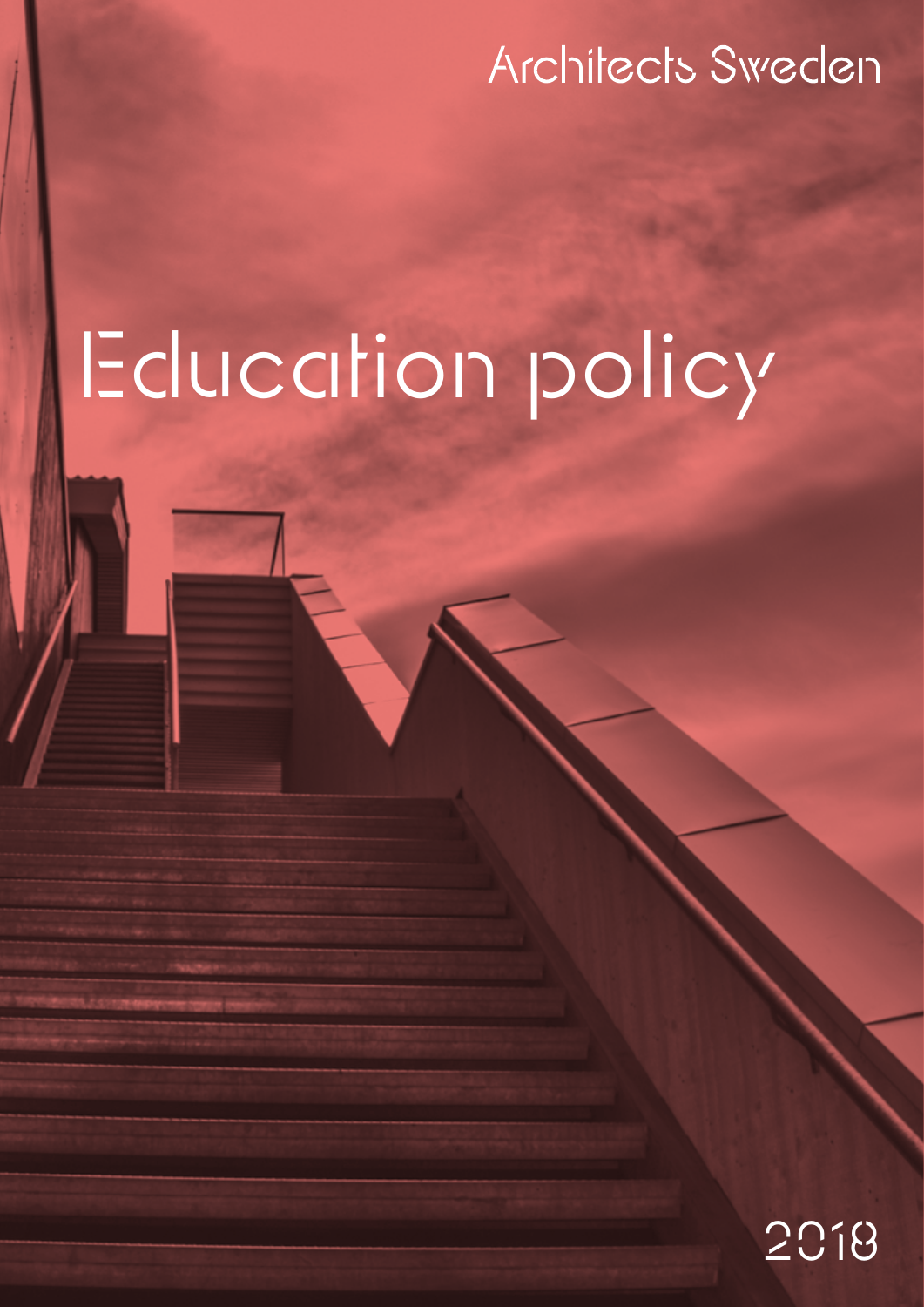Architects Sweden

# Education policy

2018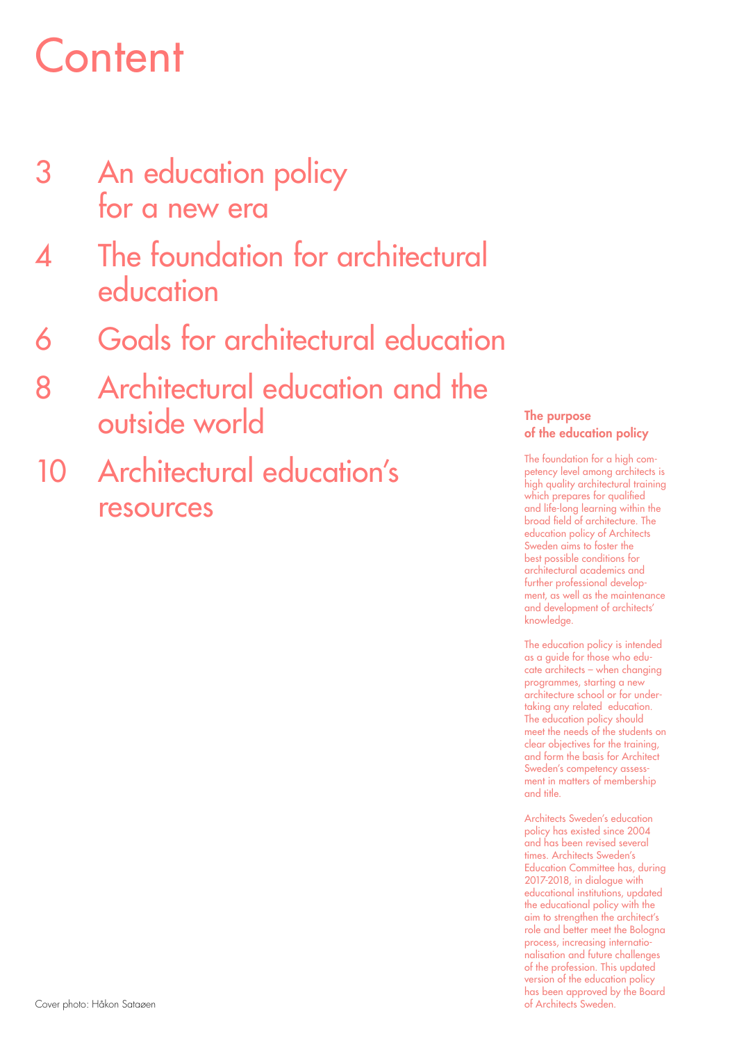# Content

3 An education policy for a new era

4 The foundation for architectural education

6 Goals for architectural education

8 Architectural education and the outside world

10 Architectural education's resources

### The purpose of the education policy

The foundation for a high competency level among architects is high quality architectural training which prepares for qualified and life-long learning within the broad field of architecture. The education policy of Architects Sweden aims to foster the best possible conditions for architectural academics and further professional development, as well as the maintenance and development of architects' knowledge.

The education policy is intended as a guide for those who educate architects – when changing programmes, starting a new architecture school or for undertaking any related education. The education policy should meet the needs of the students on clear objectives for the training, and form the basis for Architect Sweden's competency assessment in matters of membership and title.

Architects Sweden's education policy has existed since 2004 and has been revised several times. Architects Sweden's Education Committee has, during 2017-2018, in dialogue with educational institutions, updated the educational policy with the aim to strengthen the architect's role and better meet the Bologna process, increasing internationalisation and future challenges of the profession. This updated version of the education policy has been approved by the Board of Architects Sweden.

Cover photo: Håkon Sataøen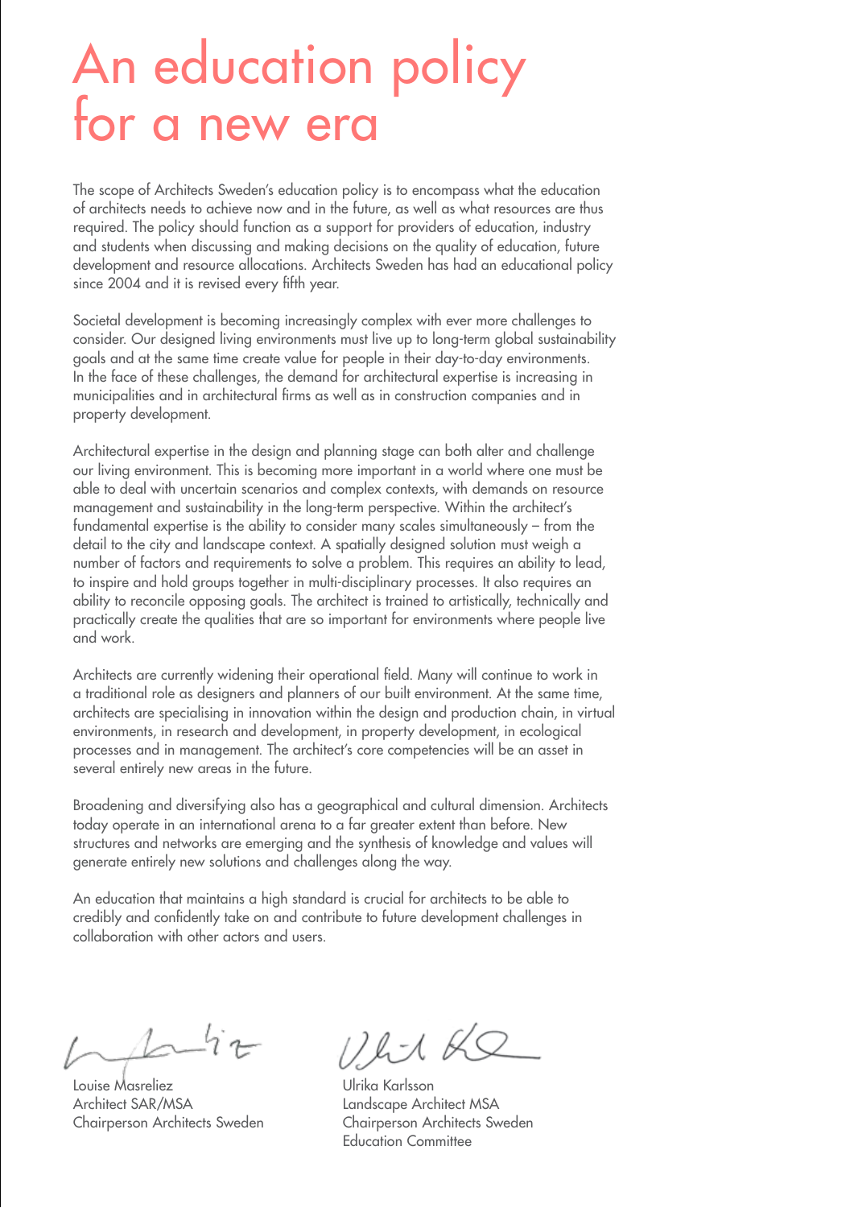# An education policy for a new era

The scope of Architects Sweden's education policy is to encompass what the education of architects needs to achieve now and in the future, as well as what resources are thus required. The policy should function as a support for providers of education, industry and students when discussing and making decisions on the quality of education, future development and resource allocations. Architects Sweden has had an educational policy since 2004 and it is revised every fifth year.

Societal development is becoming increasingly complex with ever more challenges to consider. Our designed living environments must live up to long-term global sustainability goals and at the same time create value for people in their day-to-day environments. In the face of these challenges, the demand for architectural expertise is increasing in municipalities and in architectural firms as well as in construction companies and in property development.

Architectural expertise in the design and planning stage can both alter and challenge our living environment. This is becoming more important in a world where one must be able to deal with uncertain scenarios and complex contexts, with demands on resource management and sustainability in the long-term perspective. Within the architect's fundamental expertise is the ability to consider many scales simultaneously – from the detail to the city and landscape context. A spatially designed solution must weigh a number of factors and requirements to solve a problem. This requires an ability to lead, to inspire and hold groups together in multi-disciplinary processes. It also requires an ability to reconcile opposing goals. The architect is trained to artistically, technically and practically create the qualities that are so important for environments where people live and work.

Architects are currently widening their operational field. Many will continue to work in a traditional role as designers and planners of our built environment. At the same time, architects are specialising in innovation within the design and production chain, in virtual environments, in research and development, in property development, in ecological processes and in management. The architect's core competencies will be an asset in several entirely new areas in the future.

Broadening and diversifying also has a geographical and cultural dimension. Architects today operate in an international arena to a far greater extent than before. New structures and networks are emerging and the synthesis of knowledge and values will generate entirely new solutions and challenges along the way.

An education that maintains a high standard is crucial for architects to be able to credibly and confidently take on and contribute to future development challenges in collaboration with other actors and users.

Louise Masreliez
Architect SAR/MSA
Chairperson Architects Sweden

Ulrika Karlsson
Landscape Architect MSA
Chairperson Architects Sweden
Education Committee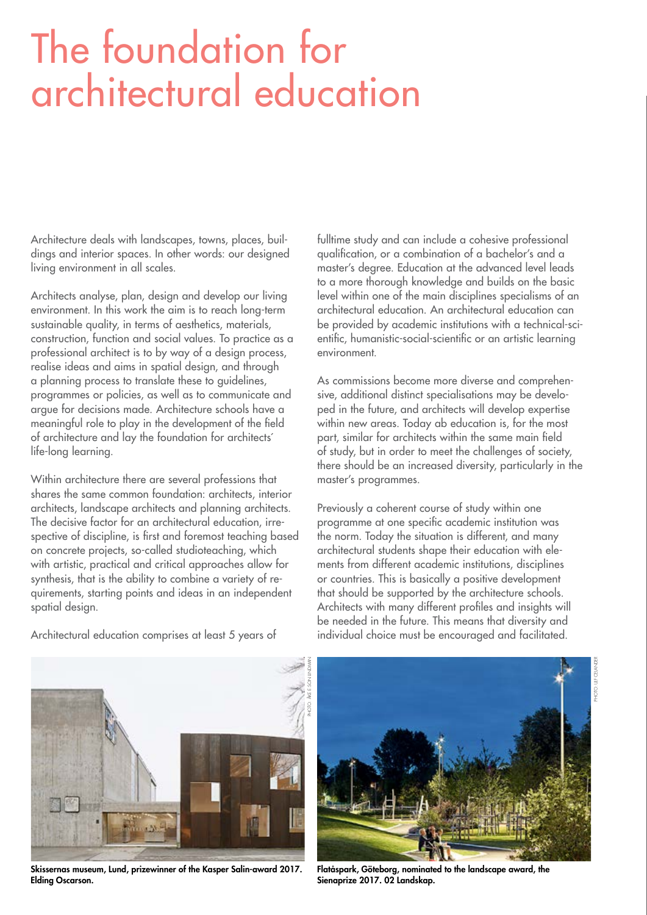# The foundation for architectural education

Architecture deals with landscapes, towns, places, buildings and interior spaces. In other words: our designed living environment in all scales.

Architects analyse, plan, design and develop our living environment. In this work the aim is to reach long-term sustainable quality, in terms of aesthetics, materials, construction, function and social values. To practice as a professional architect is to by way of a design process, realise ideas and aims in spatial design, and through a planning process to translate these to guidelines, programmes or policies, as well as to communicate and argue for decisions made. Architecture schools have a meaningful role to play in the development of the field of architecture and lay the foundation for architects´ life-long learning.

Within architecture there are several professions that shares the same common foundation: architects, interior architects, landscape architects and planning architects. The decisive factor for an architectural education, irrespective of discipline, is first and foremost teaching based on concrete projects, so-called studioteaching, which with artistic, practical and critical approaches allow for synthesis, that is the ability to combine a variety of requirements, starting points and ideas in an independent spatial design.

Architectural education comprises at least 5 years of fulltime study and can include a cohesive professional qualification, or a combination of a bachelor's and a master's degree. Education at the advanced level leads to a more thorough knowledge and builds on the basic level within one of the main disciplines specialisms of an architectural education. An architectural education can be provided by academic institutions with a technical-scientific, humanistic-social-scientific or an artistic learning environment.

As commissions become more diverse and comprehensive, additional distinct specialisations may be developed in the future, and architects will develop expertise within new areas. Today ab education is, for the most part, similar for architects within the same main field of study, but in order to meet the challenges of society, there should be an increased diversity, particularly in the master's programmes.

Previously a coherent course of study within one programme at one specific academic institution was the norm. Today the situation is different, and many architectural students shape their education with elements from different academic institutions, disciplines or countries. This is basically a positive development that should be supported by the architecture schools. Architects with many different profiles and insights will be needed in the future. This means that diversity and individual choice must be encouraged and facilitated.

PHOTO: ÅKE E:SON LINDMAN

**Skissernas museum, Lund, prizewinner of the Kasper Salin-award 2017. Elding Oscarson.**

PHOTO: ULF CELANDER

**Flatåspark, Göteborg, nominated to the landscape award, the Sienaprize 2017. 02 Landskap.**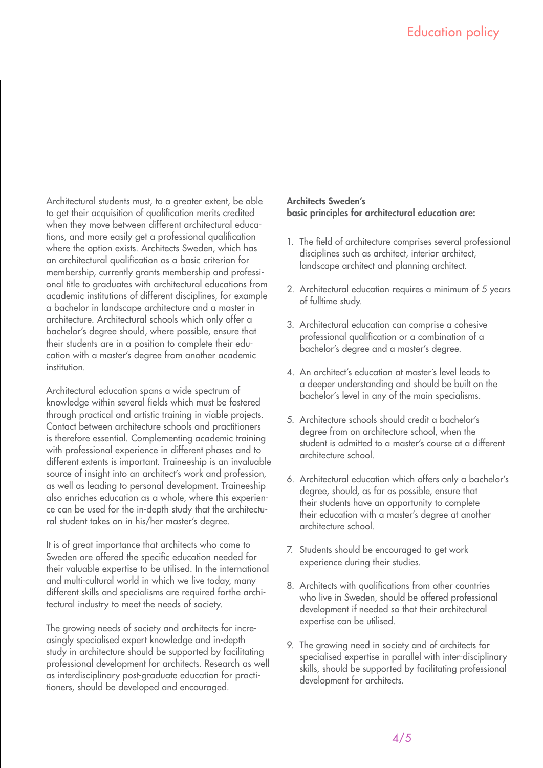Architectural students must, to a greater extent, be able to get their acquisition of qualification merits credited when they move between different architectural educations, and more easily get a professional qualification where the option exists. Architects Sweden, which has an architectural qualification as a basic criterion for membership, currently grants membership and professional title to graduates with architectural educations from academic institutions of different disciplines, for example a bachelor in landscape architecture and a master in architecture. Architectural schools which only offer a bachelor's degree should, where possible, ensure that their students are in a position to complete their education with a master's degree from another academic institution.

Architectural education spans a wide spectrum of knowledge within several fields which must be fostered through practical and artistic training in viable projects. Contact between architecture schools and practitioners is therefore essential. Complementing academic training with professional experience in different phases and to different extents is important. Traineeship is an invaluable source of insight into an architect's work and profession, as well as leading to personal development. Traineeship also enriches education as a whole, where this experience can be used for the in-depth study that the architectural student takes on in his/her master's degree.

It is of great importance that architects who come to Sweden are offered the specific education needed for their valuable expertise to be utilised. In the international and multi-cultural world in which we live today, many different skills and specialisms are required forthe architectural industry to meet the needs of society.

The growing needs of society and architects for increasingly specialised expert knowledge and in-depth study in architecture should be supported by facilitating professional development for architects. Research as well as interdisciplinary post-graduate education for practitioners, should be developed and encouraged.

**Architects Sweden's basic principles for architectural education are:**

1. The field of architecture comprises several professional disciplines such as architect, interior architect, landscape architect and planning architect.
2. Architectural education requires a minimum of 5 years of fulltime study.
3. Architectural education can comprise a cohesive professional qualification or a combination of a bachelor's degree and a master's degree.
4. An architect's education at master´s level leads to a deeper understanding and should be built on the bachelor´s level in any of the main specialisms.
5. Architecture schools should credit a bachelor's degree from on architecture school, when the student is admitted to a master's course at a different architecture school.
6. Architectural education which offers only a bachelor's degree, should, as far as possible, ensure that their students have an opportunity to complete their education with a master's degree at another architecture school.
7. Students should be encouraged to get work experience during their studies.
8. Architects with qualifications from other countries who live in Sweden, should be offered professional development if needed so that their architectural expertise can be utilised.
9. The growing need in society and of architects for specialised expertise in parallel with inter-disciplinary skills, should be supported by facilitating professional development for architects.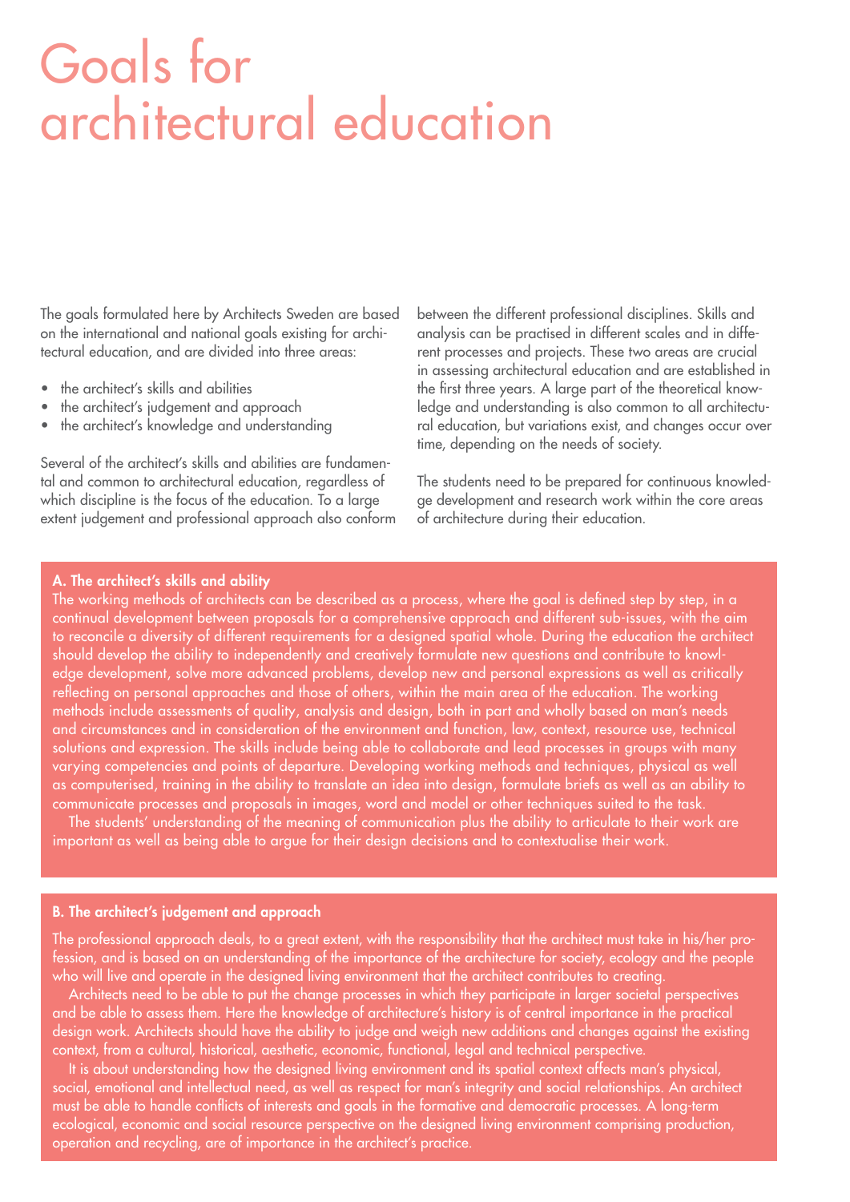# Goals for architectural education

The goals formulated here by Architects Sweden are based on the international and national goals existing for architectural education, and are divided into three areas:

- the architect's skills and abilities
- the architect's judgement and approach
- the architect's knowledge and understanding

Several of the architect's skills and abilities are fundamental and common to architectural education, regardless of which discipline is the focus of the education. To a large extent judgement and professional approach also conform between the different professional disciplines. Skills and analysis can be practised in different scales and in different processes and projects. These two areas are crucial in assessing architectural education and are established in the first three years. A large part of the theoretical knowledge and understanding is also common to all architectural education, but variations exist, and changes occur over time, depending on the needs of society.

The students need to be prepared for continuous knowledge development and research work within the core areas of architecture during their education.

### A. The architect's skills and ability

The working methods of architects can be described as a process, where the goal is defined step by step, in a continual development between proposals for a comprehensive approach and different sub-issues, with the aim to reconcile a diversity of different requirements for a designed spatial whole. During the education the architect should develop the ability to independently and creatively formulate new questions and contribute to knowledge development, solve more advanced problems, develop new and personal expressions as well as critically reflecting on personal approaches and those of others, within the main area of the education. The working methods include assessments of quality, analysis and design, both in part and wholly based on man's needs and circumstances and in consideration of the environment and function, law, context, resource use, technical solutions and expression. The skills include being able to collaborate and lead processes in groups with many varying competencies and points of departure. Developing working methods and techniques, physical as well as computerised, training in the ability to translate an idea into design, formulate briefs as well as an ability to communicate processes and proposals in images, word and model or other techniques suited to the task.

The students' understanding of the meaning of communication plus the ability to articulate to their work are important as well as being able to argue for their design decisions and to contextualise their work.

### B. The architect's judgement and approach

The professional approach deals, to a great extent, with the responsibility that the architect must take in his/her profession, and is based on an understanding of the importance of the architecture for society, ecology and the people who will live and operate in the designed living environment that the architect contributes to creating.

Architects need to be able to put the change processes in which they participate in larger societal perspectives and be able to assess them. Here the knowledge of architecture's history is of central importance in the practical design work. Architects should have the ability to judge and weigh new additions and changes against the existing context, from a cultural, historical, aesthetic, economic, functional, legal and technical perspective.

It is about understanding how the designed living environment and its spatial context affects man's physical, social, emotional and intellectual need, as well as respect for man's integrity and social relationships. An architect must be able to handle conflicts of interests and goals in the formative and democratic processes. A long-term ecological, economic and social resource perspective on the designed living environment comprising production, operation and recycling, are of importance in the architect's practice.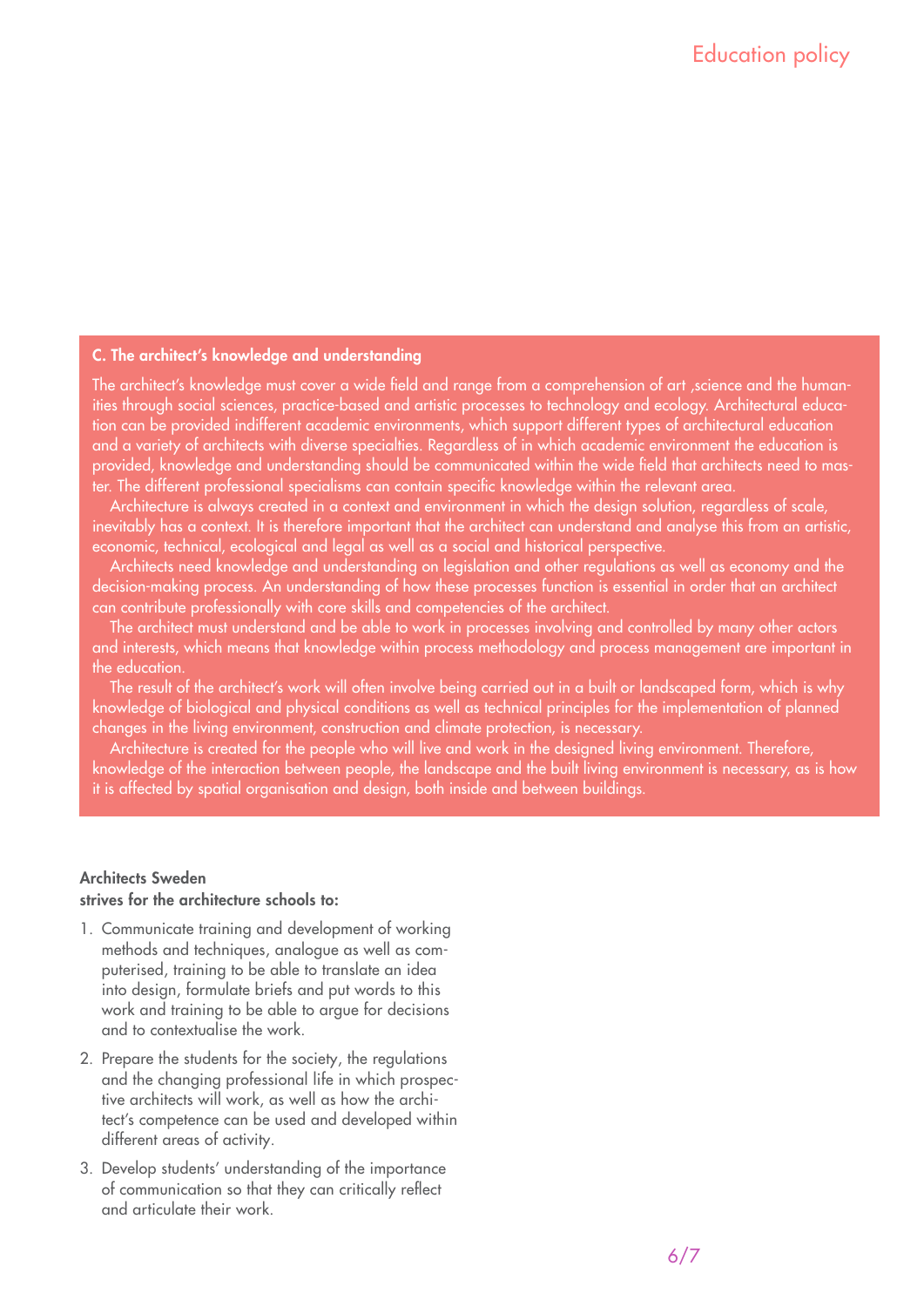### C. The architect's knowledge and understanding

The architect's knowledge must cover a wide field and range from a comprehension of art ,science and the humanities through social sciences, practice-based and artistic processes to technology and ecology. Architectural education can be provided indifferent academic environments, which support different types of architectural education and a variety of architects with diverse specialties. Regardless of in which academic environment the education is provided, knowledge and understanding should be communicated within the wide field that architects need to master. The different professional specialisms can contain specific knowledge within the relevant area.

Architecture is always created in a context and environment in which the design solution, regardless of scale, inevitably has a context. It is therefore important that the architect can understand and analyse this from an artistic, economic, technical, ecological and legal as well as a social and historical perspective.

Architects need knowledge and understanding on legislation and other regulations as well as economy and the decision-making process. An understanding of how these processes function is essential in order that an architect can contribute professionally with core skills and competencies of the architect.

The architect must understand and be able to work in processes involving and controlled by many other actors and interests, which means that knowledge within process methodology and process management are important in the education.

The result of the architect's work will often involve being carried out in a built or landscaped form, which is why knowledge of biological and physical conditions as well as technical principles for the implementation of planned changes in the living environment, construction and climate protection, is necessary.

Architecture is created for the people who will live and work in the designed living environment. Therefore, knowledge of the interaction between people, the landscape and the built living environment is necessary, as is how it is affected by spatial organisation and design, both inside and between buildings.

**Architects Sweden**
**strives for the architecture schools to:**

1. Communicate training and development of working methods and techniques, analogue as well as computerised, training to be able to translate an idea into design, formulate briefs and put words to this work and training to be able to argue for decisions and to contextualise the work.
2. Prepare the students for the society, the regulations and the changing professional life in which prospective architects will work, as well as how the architect's competence can be used and developed within different areas of activity.
3. Develop students' understanding of the importance of communication so that they can critically reflect and articulate their work.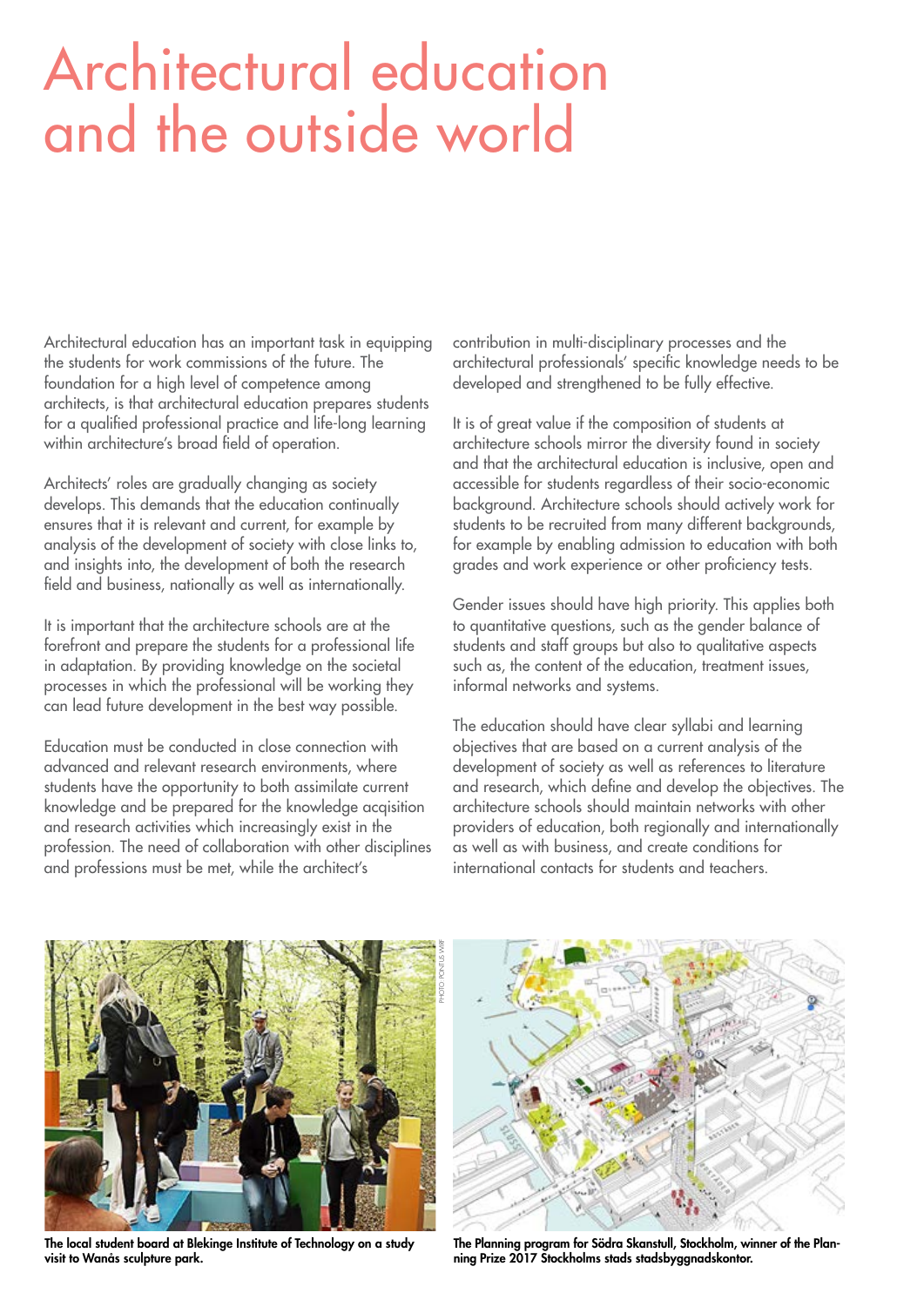# Architectural education and the outside world

Architectural education has an important task in equipping the students for work commissions of the future. The foundation for a high level of competence among architects, is that architectural education prepares students for a qualified professional practice and life-long learning within architecture's broad field of operation.

Architects' roles are gradually changing as society develops. This demands that the education continually ensures that it is relevant and current, for example by analysis of the development of society with close links to, and insights into, the development of both the research field and business, nationally as well as internationally.

It is important that the architecture schools are at the forefront and prepare the students for a professional life in adaptation. By providing knowledge on the societal processes in which the professional will be working they can lead future development in the best way possible.

Education must be conducted in close connection with advanced and relevant research environments, where students have the opportunity to both assimilate current knowledge and be prepared for the knowledge acqisition and research activities which increasingly exist in the profession. The need of collaboration with other disciplines and professions must be met, while the architect's contribution in multi-disciplinary processes and the architectural professionals' specific knowledge needs to be developed and strengthened to be fully effective.

It is of great value if the composition of students at architecture schools mirror the diversity found in society and that the architectural education is inclusive, open and accessible for students regardless of their socio-economic background. Architecture schools should actively work for students to be recruited from many different backgrounds, for example by enabling admission to education with both grades and work experience or other proficiency tests.

Gender issues should have high priority. This applies both to quantitative questions, such as the gender balance of students and staff groups but also to qualitative aspects such as, the content of the education, treatment issues, informal networks and systems.

The education should have clear syllabi and learning objectives that are based on a current analysis of the development of society as well as references to literature and research, which define and develop the objectives. The architecture schools should maintain networks with other providers of education, both regionally and internationally as well as with business, and create conditions for international contacts for students and teachers.

PHOTO: PONTUS WIRF

**The local student board at Blekinge Institute of Technology on a study visit to Wanås sculpture park.**

**The Planning program for Södra Skanstull, Stockholm, winner of the Planning Prize 2017 Stockholms stads stadsbyggnadskontor.**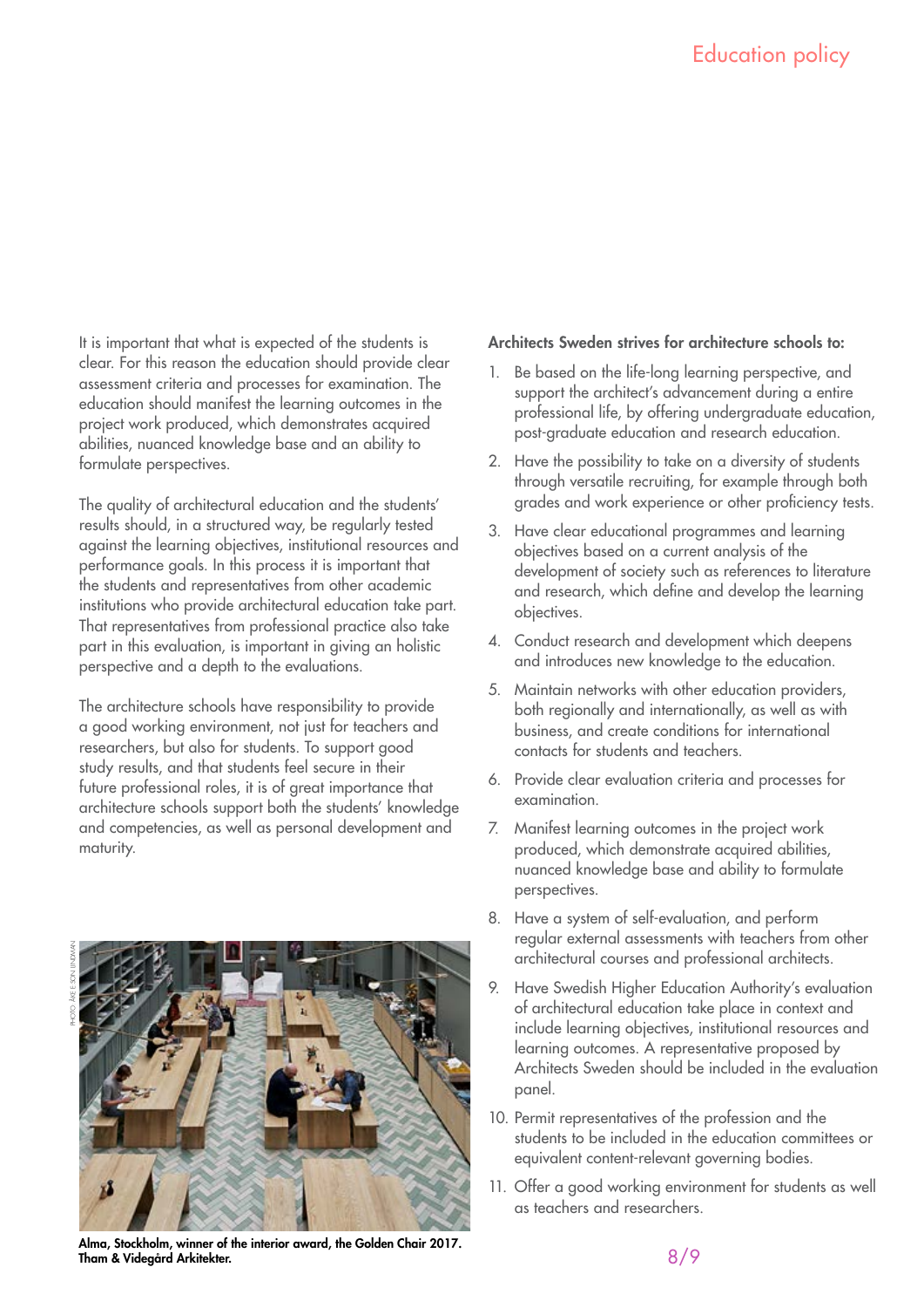It is important that what is expected of the students is clear. For this reason the education should provide clear assessment criteria and processes for examination. The education should manifest the learning outcomes in the project work produced, which demonstrates acquired abilities, nuanced knowledge base and an ability to formulate perspectives.

The quality of architectural education and the students' results should, in a structured way, be regularly tested against the learning objectives, institutional resources and performance goals. In this process it is important that the students and representatives from other academic institutions who provide architectural education take part. That representatives from professional practice also take part in this evaluation, is important in giving an holistic perspective and a depth to the evaluations.

The architecture schools have responsibility to provide a good working environment, not just for teachers and researchers, but also for students. To support good study results, and that students feel secure in their future professional roles, it is of great importance that architecture schools support both the students' knowledge and competencies, as well as personal development and maturity.

PHOTO: ÅKE E:SON LINDMAN

**Alma, Stockholm, winner of the interior award, the Golden Chair 2017. Tham & Videgård Arkitekter.**

**Architects Sweden strives for architecture schools to:**

1. Be based on the life-long learning perspective, and support the architect's advancement during a entire professional life, by offering undergraduate education, post-graduate education and research education.
2. Have the possibility to take on a diversity of students through versatile recruiting, for example through both grades and work experience or other proficiency tests.
3. Have clear educational programmes and learning objectives based on a current analysis of the development of society such as references to literature and research, which define and develop the learning objectives.
4. Conduct research and development which deepens and introduces new knowledge to the education.
5. Maintain networks with other education providers, both regionally and internationally, as well as with business, and create conditions for international contacts for students and teachers.
6. Provide clear evaluation criteria and processes for examination.
7. Manifest learning outcomes in the project work produced, which demonstrate acquired abilities, nuanced knowledge base and ability to formulate perspectives.
8. Have a system of self-evaluation, and perform regular external assessments with teachers from other architectural courses and professional architects.
9. Have Swedish Higher Education Authority's evaluation of architectural education take place in context and include learning objectives, institutional resources and learning outcomes. A representative proposed by Architects Sweden should be included in the evaluation panel.
10. Permit representatives of the profession and the students to be included in the education committees or equivalent content-relevant governing bodies.
11. Offer a good working environment for students as well as teachers and researchers.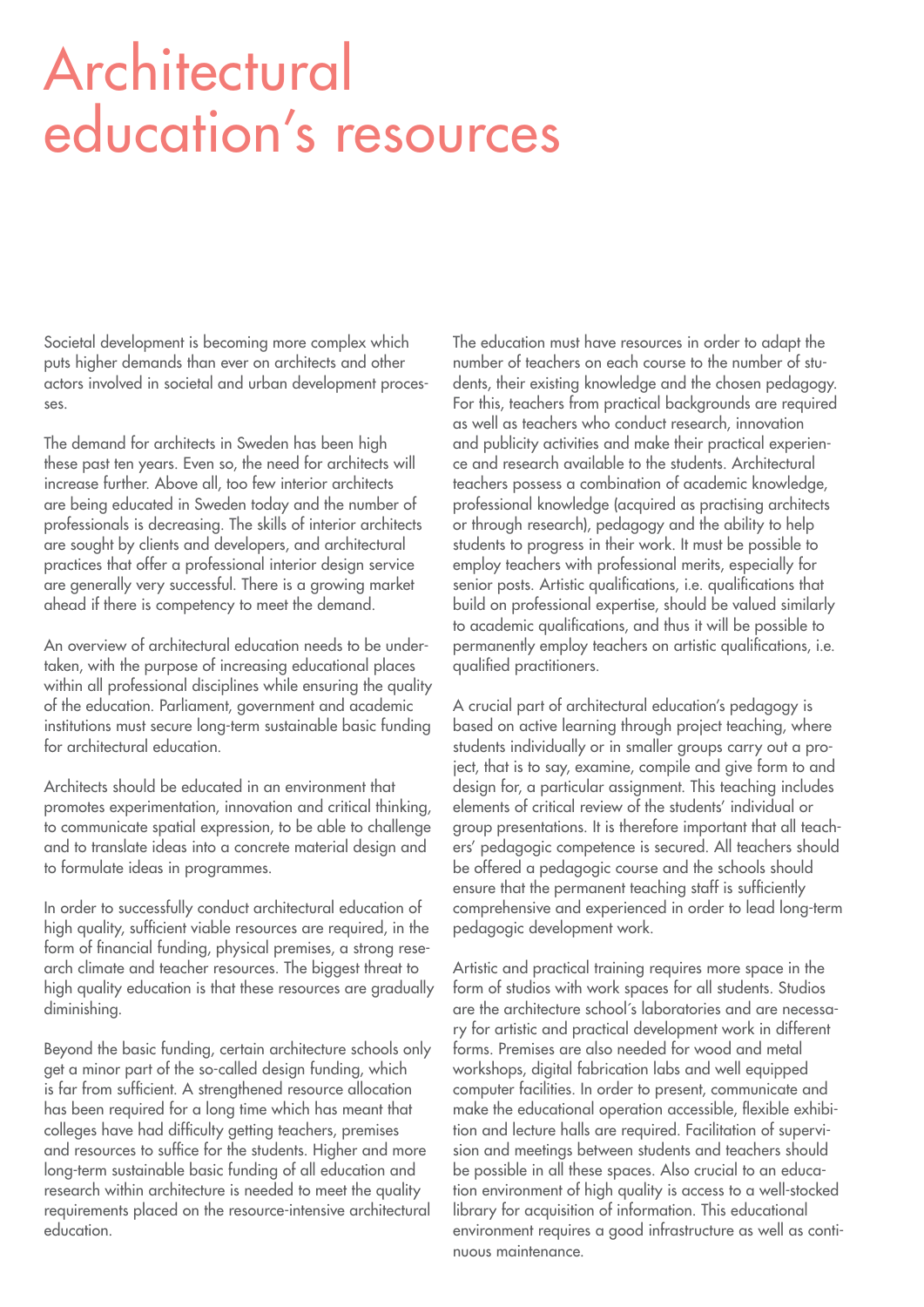# Architectural education's resources

Societal development is becoming more complex which puts higher demands than ever on architects and other actors involved in societal and urban development processes.

The demand for architects in Sweden has been high these past ten years. Even so, the need for architects will increase further. Above all, too few interior architects are being educated in Sweden today and the number of professionals is decreasing. The skills of interior architects are sought by clients and developers, and architectural practices that offer a professional interior design service are generally very successful. There is a growing market ahead if there is competency to meet the demand.

An overview of architectural education needs to be undertaken, with the purpose of increasing educational places within all professional disciplines while ensuring the quality of the education. Parliament, government and academic institutions must secure long-term sustainable basic funding for architectural education.

Architects should be educated in an environment that promotes experimentation, innovation and critical thinking, to communicate spatial expression, to be able to challenge and to translate ideas into a concrete material design and to formulate ideas in programmes.

In order to successfully conduct architectural education of high quality, sufficient viable resources are required, in the form of financial funding, physical premises, a strong research climate and teacher resources. The biggest threat to high quality education is that these resources are gradually diminishing.

Beyond the basic funding, certain architecture schools only get a minor part of the so-called design funding, which is far from sufficient. A strengthened resource allocation has been required for a long time which has meant that colleges have had difficulty getting teachers, premises and resources to suffice for the students. Higher and more long-term sustainable basic funding of all education and research within architecture is needed to meet the quality requirements placed on the resource-intensive architectural education.

The education must have resources in order to adapt the number of teachers on each course to the number of students, their existing knowledge and the chosen pedagogy. For this, teachers from practical backgrounds are required as well as teachers who conduct research, innovation and publicity activities and make their practical experience and research available to the students. Architectural teachers possess a combination of academic knowledge, professional knowledge (acquired as practising architects or through research), pedagogy and the ability to help students to progress in their work. It must be possible to employ teachers with professional merits, especially for senior posts. Artistic qualifications, i.e. qualifications that build on professional expertise, should be valued similarly to academic qualifications, and thus it will be possible to permanently employ teachers on artistic qualifications, i.e. qualified practitioners.

A crucial part of architectural education's pedagogy is based on active learning through project teaching, where students individually or in smaller groups carry out a project, that is to say, examine, compile and give form to and design for, a particular assignment. This teaching includes elements of critical review of the students' individual or group presentations. It is therefore important that all teachers' pedagogic competence is secured. All teachers should be offered a pedagogic course and the schools should ensure that the permanent teaching staff is sufficiently comprehensive and experienced in order to lead long-term pedagogic development work.

Artistic and practical training requires more space in the form of studios with work spaces for all students. Studios are the architecture school´s laboratories and are necessary for artistic and practical development work in different forms. Premises are also needed for wood and metal workshops, digital fabrication labs and well equipped computer facilities. In order to present, communicate and make the educational operation accessible, flexible exhibition and lecture halls are required. Facilitation of supervision and meetings between students and teachers should be possible in all these spaces. Also crucial to an education environment of high quality is access to a well-stocked library for acquisition of information. This educational environment requires a good infrastructure as well as continuous maintenance.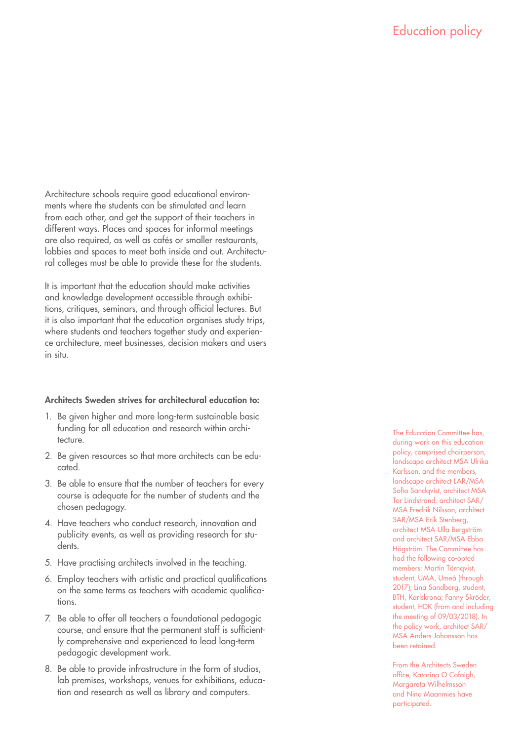Architecture schools require good educational environments where the students can be stimulated and learn from each other, and get the support of their teachers in different ways. Places and spaces for informal meetings are also required, as well as cafés or smaller restaurants, lobbies and spaces to meet both inside and out. Architectural colleges must be able to provide these for the students.

It is important that the education should make activities and knowledge development accessible through exhibitions, critiques, seminars, and through official lectures. But it is also important that the education organises study trips, where students and teachers together study and experience architecture, meet businesses, decision makers and users in situ.

**Architects Sweden strives for architectural education to:**

1. Be given higher and more long-term sustainable basic funding for all education and research within architecture.
2. Be given resources so that more architects can be educated.
3. Be able to ensure that the number of teachers for every course is adequate for the number of students and the chosen pedagogy.
4. Have teachers who conduct research, innovation and publicity events, as well as providing research for students.
5. Have practising architects involved in the teaching.
6. Employ teachers with artistic and practical qualifications on the same terms as teachers with academic qualifications.
7. Be able to offer all teachers a foundational pedagogic course, and ensure that the permanent staff is sufficiently comprehensive and experienced to lead long-term pedagogic development work.
8. Be able to provide infrastructure in the form of studios, lab premises, workshops, venues for exhibitions, education and research as well as library and computers.

The Education Committee has, during work on this education policy, comprised chairperson, landscape architect MSA Ulrika Karlsson, and the members, landscape architect LAR/MSA Sofia Sandqvist, architect MSA Tor Lindstrand, architect SAR/MSA Fredrik Nilsson, architect SAR/MSA Erik Stenberg, architect MSA Ulla Bergström and architect SAR/MSA Ebba Högström. The Committee has had the following co-opted members: Martin Törnqvist, student, UMA, Umeå (through 2017); Lina Sandberg, student, BTH, Karlskrona; Fanny Skröder, student, HDK (from and including the meeting of 09/03/2018). In the policy work, architect SAR/MSA Anders Johansson has been retained.

From the Architects Sweden office, Katarina O Cofaigh, Margareta Wilhelmsson and Nina Maanmies have participated.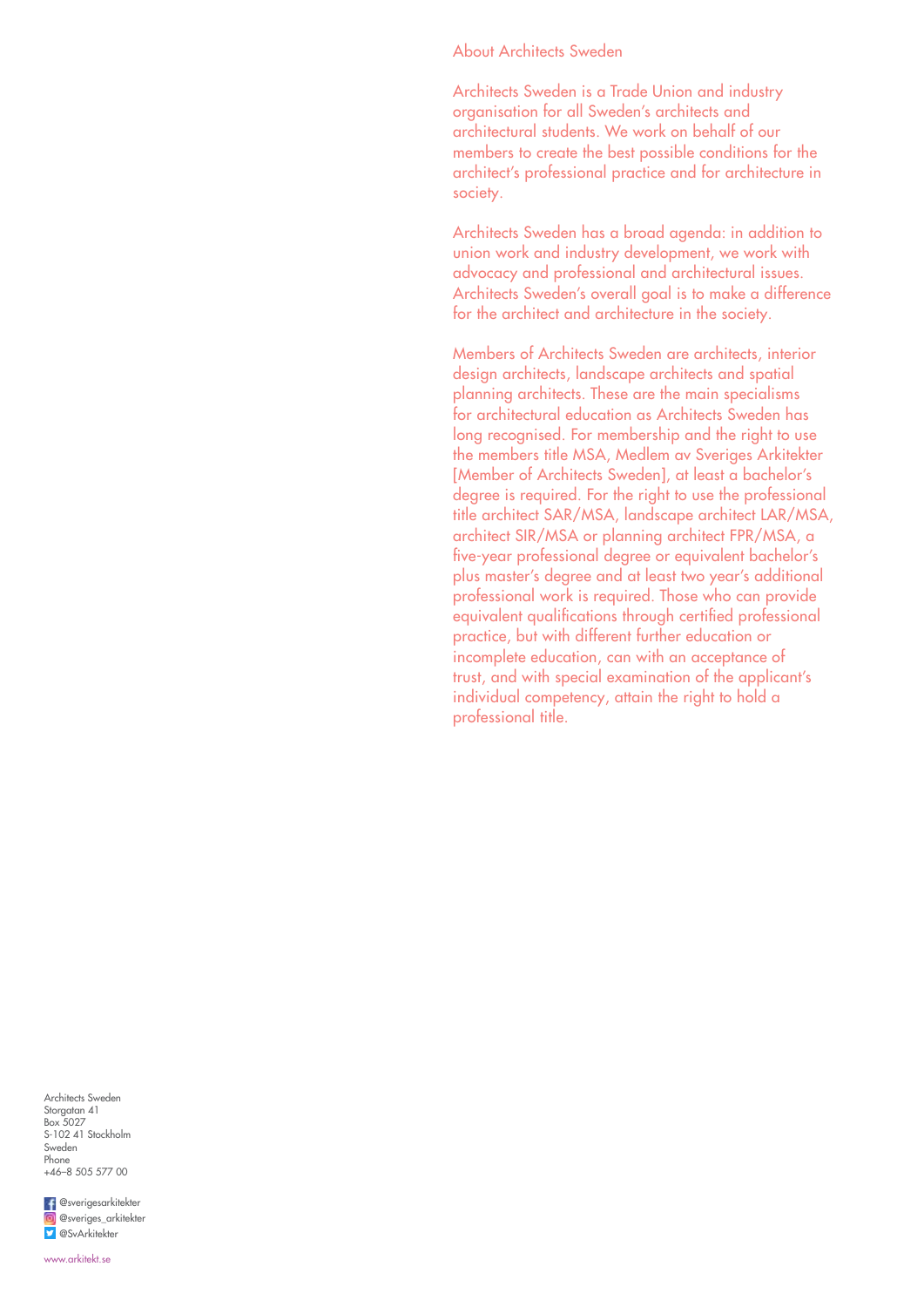## About Architects Sweden

Architects Sweden is a Trade Union and industry organisation for all Sweden's architects and architectural students. We work on behalf of our members to create the best possible conditions for the architect's professional practice and for architecture in society.

Architects Sweden has a broad agenda: in addition to union work and industry development, we work with advocacy and professional and architectural issues. Architects Sweden's overall goal is to make a difference for the architect and architecture in the society.

Members of Architects Sweden are architects, interior design architects, landscape architects and spatial planning architects. These are the main specialisms for architectural education as Architects Sweden has long recognised. For membership and the right to use the members title MSA, Medlem av Sveriges Arkitekter [Member of Architects Sweden], at least a bachelor's degree is required. For the right to use the professional title architect SAR/MSA, landscape architect LAR/MSA, architect SIR/MSA or planning architect FPR/MSA, a five-year professional degree or equivalent bachelor's plus master's degree and at least two year's additional professional work is required. Those who can provide equivalent qualifications through certified professional practice, but with different further education or incomplete education, can with an acceptance of trust, and with special examination of the applicant's individual competency, attain the right to hold a professional title.

Architects Sweden
Storgatan 41
Box 5027
S-102 41 Stockholm
Sweden
Phone
+46–8 505 577 00

@sverigesarkitekter
@sveriges_arkitekter
@SvArkitekter

www.arkitekt.se